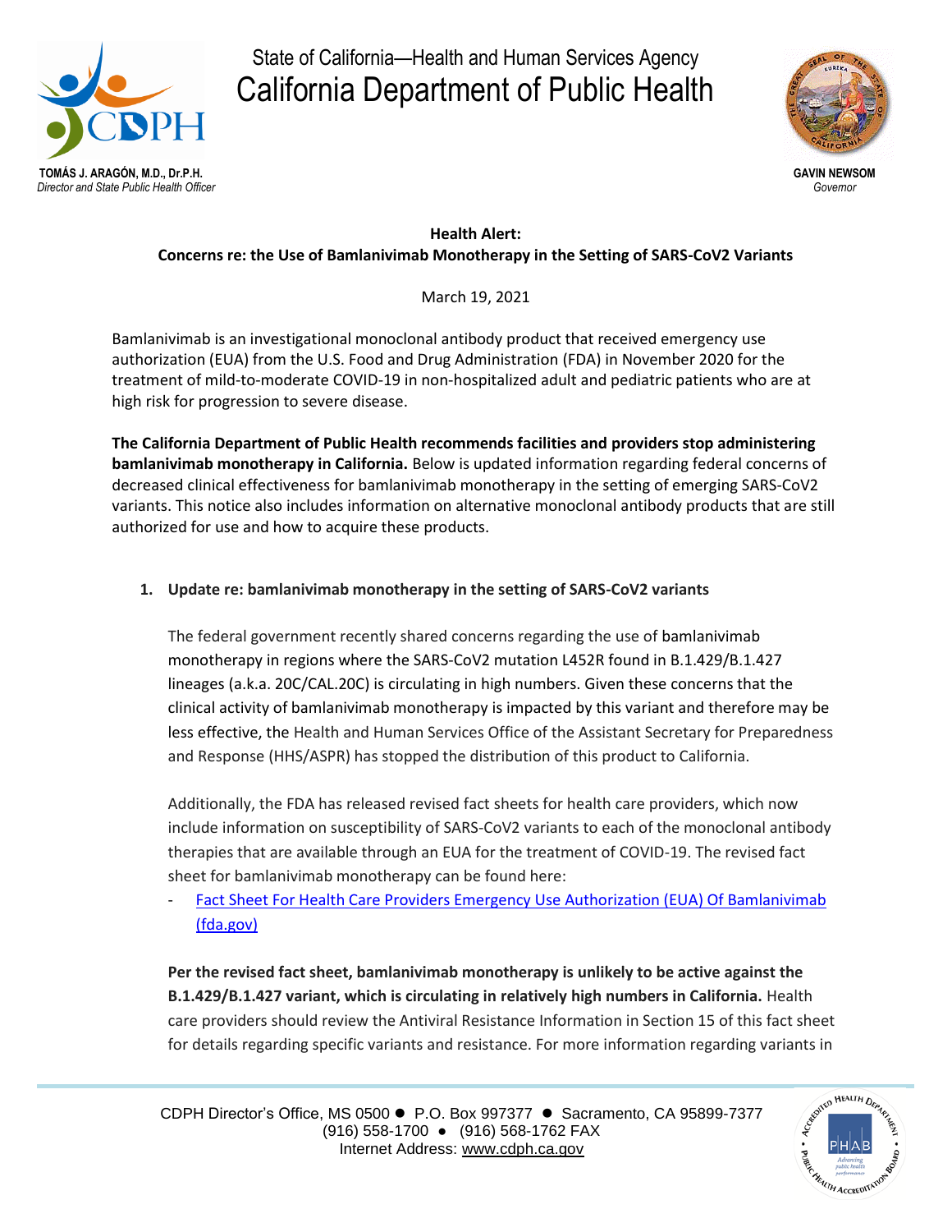State of California—Health and Human Services Agency

# California Department of Public Health

**TOMÁS J. ARAGÓN, M.D., Dr.P.H.**
*Director and State Public Health Officer*

**GAVIN NEWSOM**
*Governor*

**Health Alert:**
**Concerns re: the Use of Bamlanivimab Monotherapy in the Setting of SARS-CoV2 Variants**

March 19, 2021

Bamlanivimab is an investigational monoclonal antibody product that received emergency use authorization (EUA) from the U.S. Food and Drug Administration (FDA) in November 2020 for the treatment of mild-to-moderate COVID-19 in non-hospitalized adult and pediatric patients who are at high risk for progression to severe disease.

**The California Department of Public Health recommends facilities and providers stop administering bamlanivimab monotherapy in California.** Below is updated information regarding federal concerns of decreased clinical effectiveness for bamlanivimab monotherapy in the setting of emerging SARS-CoV2 variants. This notice also includes information on alternative monoclonal antibody products that are still authorized for use and how to acquire these products.

1. **Update re: bamlanivimab monotherapy in the setting of SARS-CoV2 variants**

   The federal government recently shared concerns regarding the use of bamlanivimab monotherapy in regions where the SARS-CoV2 mutation L452R found in B.1.429/B.1.427 lineages (a.k.a. 20C/CAL.20C) is circulating in high numbers. Given these concerns that the clinical activity of bamlanivimab monotherapy is impacted by this variant and therefore may be less effective, the Health and Human Services Office of the Assistant Secretary for Preparedness and Response (HHS/ASPR) has stopped the distribution of this product to California.

   Additionally, the FDA has released revised fact sheets for health care providers, which now include information on susceptibility of SARS-CoV2 variants to each of the monoclonal antibody therapies that are available through an EUA for the treatment of COVID-19. The revised fact sheet for bamlanivimab monotherapy can be found here:

   - Fact Sheet For Health Care Providers Emergency Use Authorization (EUA) Of Bamlanivimab (fda.gov)

   **Per the revised fact sheet, bamlanivimab monotherapy is unlikely to be active against the B.1.429/B.1.427 variant, which is circulating in relatively high numbers in California.** Health care providers should review the Antiviral Resistance Information in Section 15 of this fact sheet for details regarding specific variants and resistance. For more information regarding variants in

CDPH Director's Office, MS 0500 ● P.O. Box 997377 ● Sacramento, CA 95899-7377
(916) 558-1700 ● (916) 568-1762 FAX
Internet Address: www.cdph.ca.gov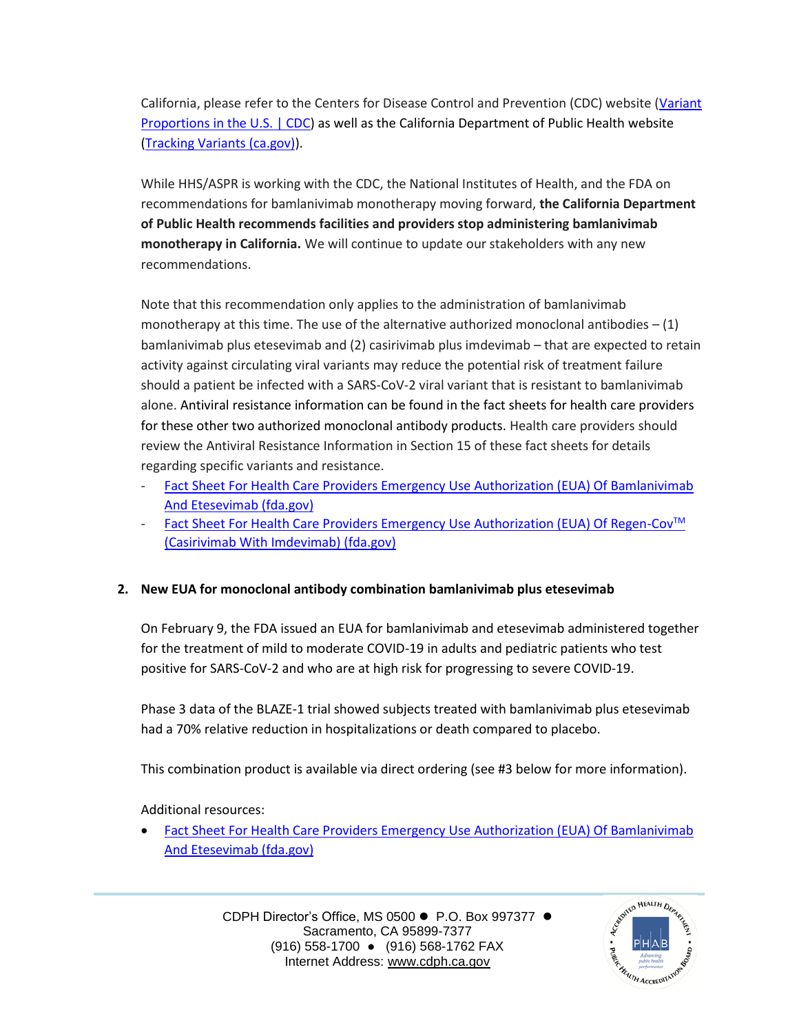California, please refer to the Centers for Disease Control and Prevention (CDC) website ([Variant Proportions in the U.S. | CDC]) as well as the California Department of Public Health website ([Tracking Variants (ca.gov)]).

While HHS/ASPR is working with the CDC, the National Institutes of Health, and the FDA on recommendations for bamlanivimab monotherapy moving forward, **the California Department of Public Health recommends facilities and providers stop administering bamlanivimab monotherapy in California.** We will continue to update our stakeholders with any new recommendations.

Note that this recommendation only applies to the administration of bamlanivimab monotherapy at this time. The use of the alternative authorized monoclonal antibodies – (1) bamlanivimab plus etesevimab and (2) casirivimab plus imdevimab – that are expected to retain activity against circulating viral variants may reduce the potential risk of treatment failure should a patient be infected with a SARS-CoV-2 viral variant that is resistant to bamlanivimab alone. Antiviral resistance information can be found in the fact sheets for health care providers for these other two authorized monoclonal antibody products. Health care providers should review the Antiviral Resistance Information in Section 15 of these fact sheets for details regarding specific variants and resistance.

- [Fact Sheet For Health Care Providers Emergency Use Authorization (EUA) Of Bamlanivimab And Etesevimab (fda.gov)]
- [Fact Sheet For Health Care Providers Emergency Use Authorization (EUA) Of Regen-Cov™ (Casirivimab With Imdevimab) (fda.gov)]

**2. New EUA for monoclonal antibody combination bamlanivimab plus etesevimab**

On February 9, the FDA issued an EUA for bamlanivimab and etesevimab administered together for the treatment of mild to moderate COVID-19 in adults and pediatric patients who test positive for SARS-CoV-2 and who are at high risk for progressing to severe COVID-19.

Phase 3 data of the BLAZE-1 trial showed subjects treated with bamlanivimab plus etesevimab had a 70% relative reduction in hospitalizations or death compared to placebo.

This combination product is available via direct ordering (see #3 below for more information).

Additional resources:

- [Fact Sheet For Health Care Providers Emergency Use Authorization (EUA) Of Bamlanivimab And Etesevimab (fda.gov)]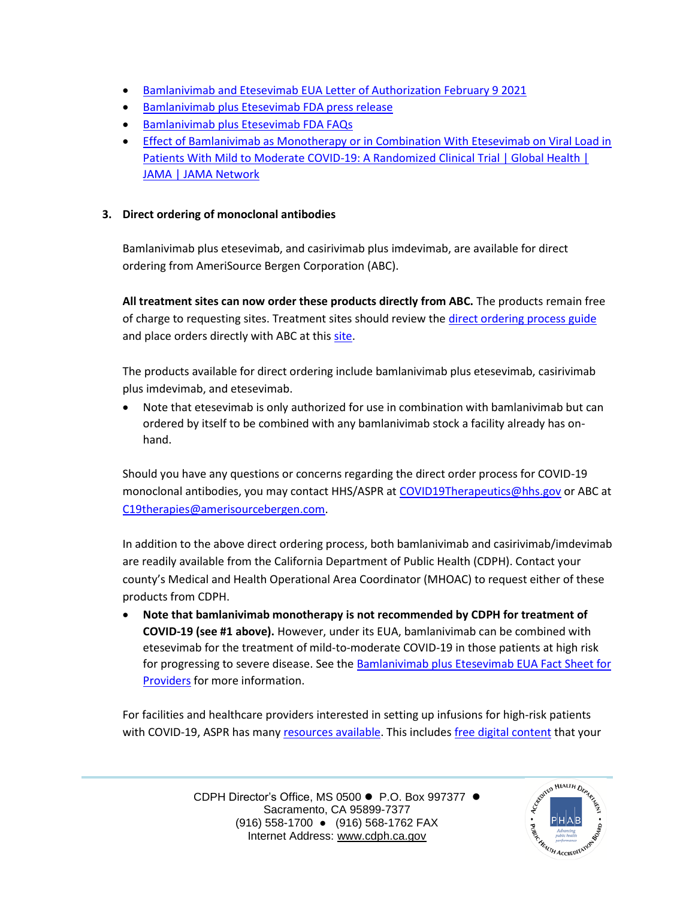- [Bamlanivimab and Etesevimab EUA Letter of Authorization February 9 2021]()
- [Bamlanivimab plus Etesevimab FDA press release]()
- [Bamlanivimab plus Etesevimab FDA FAQs]()
- [Effect of Bamlanivimab as Monotherapy or in Combination With Etesevimab on Viral Load in Patients With Mild to Moderate COVID-19: A Randomized Clinical Trial | Global Health | JAMA | JAMA Network]()

**3. Direct ordering of monoclonal antibodies**

Bamlanivimab plus etesevimab, and casirivimab plus imdevimab, are available for direct ordering from AmeriSource Bergen Corporation (ABC).

**All treatment sites can now order these products directly from ABC.** The products remain free of charge to requesting sites. Treatment sites should review the [direct ordering process guide]() and place orders directly with ABC at this [site]().

The products available for direct ordering include bamlanivimab plus etesevimab, casirivimab plus imdevimab, and etesevimab.

- Note that etesevimab is only authorized for use in combination with bamlanivimab but can ordered by itself to be combined with any bamlanivimab stock a facility already has on-hand.

Should you have any questions or concerns regarding the direct order process for COVID-19 monoclonal antibodies, you may contact HHS/ASPR at [COVID19Therapeutics@hhs.gov]() or ABC at [C19therapies@amerisourcebergen.com]().

In addition to the above direct ordering process, both bamlanivimab and casirivimab/imdevimab are readily available from the California Department of Public Health (CDPH). Contact your county's Medical and Health Operational Area Coordinator (MHOAC) to request either of these products from CDPH.

- **Note that bamlanivimab monotherapy is not recommended by CDPH for treatment of COVID-19 (see #1 above).** However, under its EUA, bamlanivimab can be combined with etesevimab for the treatment of mild-to-moderate COVID-19 in those patients at high risk for progressing to severe disease. See the [Bamlanivimab plus Etesevimab EUA Fact Sheet for Providers]() for more information.

For facilities and healthcare providers interested in setting up infusions for high-risk patients with COVID-19, ASPR has many [resources available](). This includes [free digital content]() that your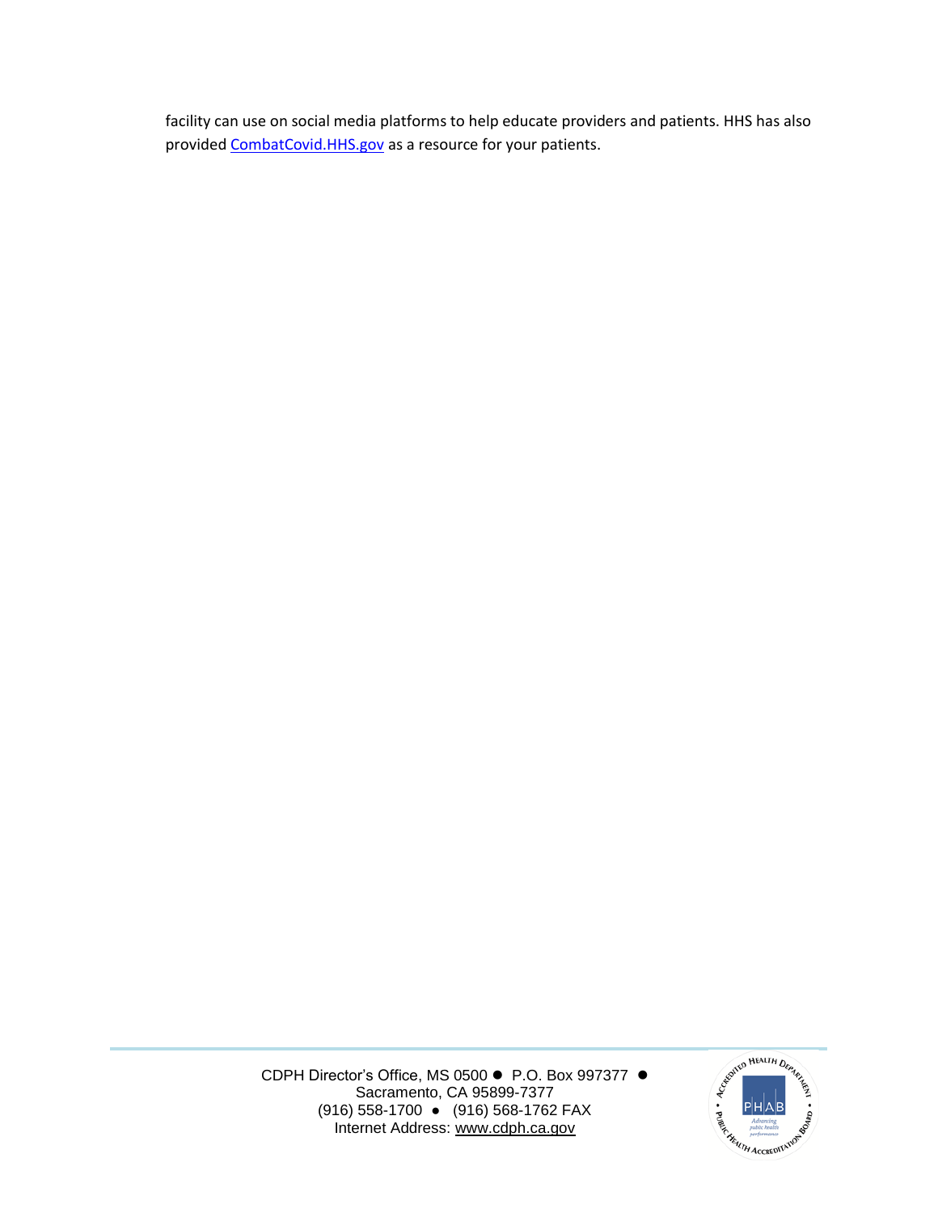facility can use on social media platforms to help educate providers and patients. HHS has also provided CombatCovid.HHS.gov as a resource for your patients.